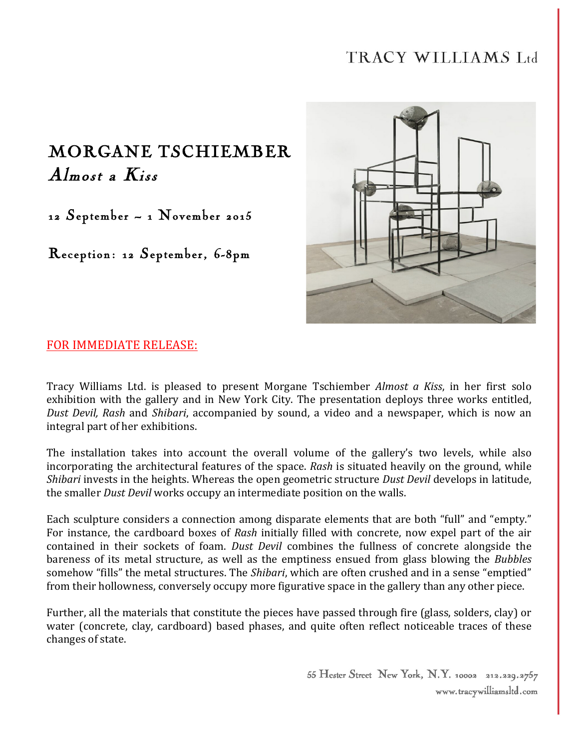TRACY WILLIAMS Ltd

# MORGANE TSCHIEMBER

## *Almost a Kiss*

12 September ~ 1 November 2015

Reception: 12 September, 6-8pm

FOR IMMEDIATE RELEASE:

Tracy Williams Ltd. is pleased to present Morgane Tschiember *Almost a Kiss*, in her first solo exhibition with the gallery and in New York City. The presentation deploys three works entitled, *Dust Devil, Rash* and *Shibari*, accompanied by sound, a video and a newspaper, which is now an integral part of her exhibitions.

The installation takes into account the overall volume of the gallery's two levels, while also incorporating the architectural features of the space. *Rash* is situated heavily on the ground, while *Shibari* invests in the heights. Whereas the open geometric structure *Dust Devil* develops in latitude, the smaller *Dust Devil* works occupy an intermediate position on the walls.

Each sculpture considers a connection among disparate elements that are both "full" and "empty." For instance, the cardboard boxes of *Rash* initially filled with concrete, now expel part of the air contained in their sockets of foam. *Dust Devil* combines the fullness of concrete alongside the bareness of its metal structure, as well as the emptiness ensued from glass blowing the *Bubbles* somehow "fills" the metal structures. The *Shibari*, which are often crushed and in a sense "emptied" from their hollowness, conversely occupy more figurative space in the gallery than any other piece.

Further, all the materials that constitute the pieces have passed through fire (glass, solders, clay) or water (concrete, clay, cardboard) based phases, and quite often reflect noticeable traces of these changes of state.

55 Hester Street New York, N.Y. 10002 212.229.2757
www.tracywilliamsltd.com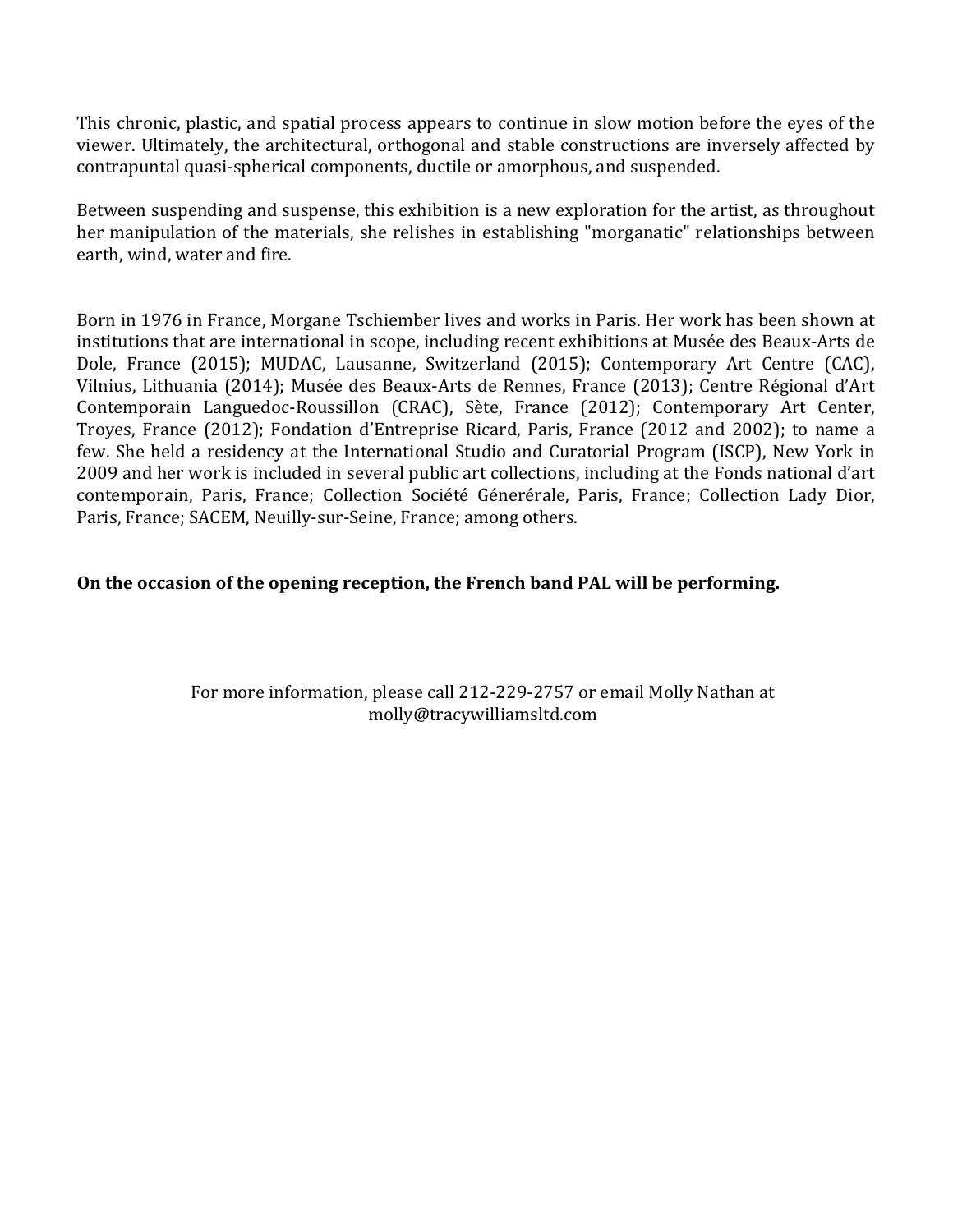This chronic, plastic, and spatial process appears to continue in slow motion before the eyes of the viewer. Ultimately, the architectural, orthogonal and stable constructions are inversely affected by contrapuntal quasi-spherical components, ductile or amorphous, and suspended.

Between suspending and suspense, this exhibition is a new exploration for the artist, as throughout her manipulation of the materials, she relishes in establishing "morganatic" relationships between earth, wind, water and fire.

Born in 1976 in France, Morgane Tschiember lives and works in Paris. Her work has been shown at institutions that are international in scope, including recent exhibitions at Musée des Beaux-Arts de Dole, France (2015); MUDAC, Lausanne, Switzerland (2015); Contemporary Art Centre (CAC), Vilnius, Lithuania (2014); Musée des Beaux-Arts de Rennes, France (2013); Centre Régional d'Art Contemporain Languedoc-Roussillon (CRAC), Sète, France (2012); Contemporary Art Center, Troyes, France (2012); Fondation d'Entreprise Ricard, Paris, France (2012 and 2002); to name a few. She held a residency at the International Studio and Curatorial Program (ISCP), New York in 2009 and her work is included in several public art collections, including at the Fonds national d'art contemporain, Paris, France; Collection Société Génerérale, Paris, France; Collection Lady Dior, Paris, France; SACEM, Neuilly-sur-Seine, France; among others.

**On the occasion of the opening reception, the French band PAL will be performing.**

For more information, please call 212-229-2757 or email Molly Nathan at molly@tracywilliamsltd.com